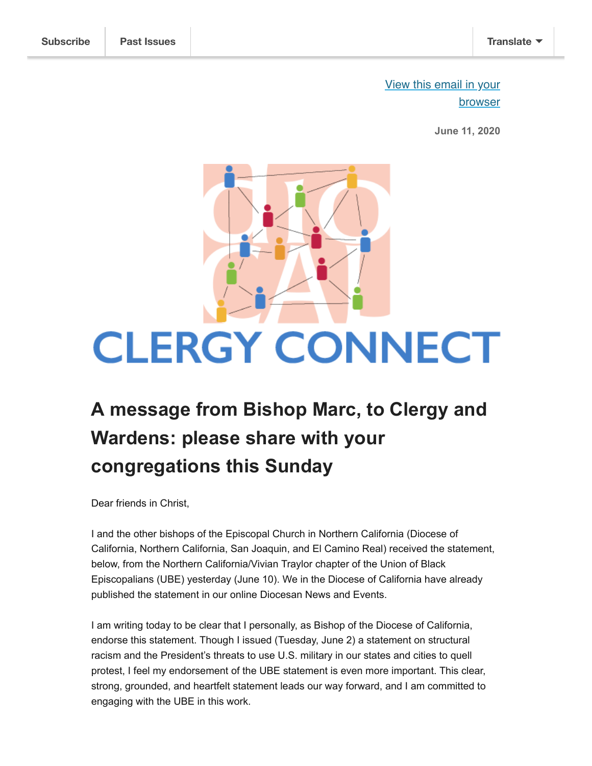Subscribe | Past Issues | Translate

View this email in your browser

June 11, 2020

CLERGY CONNECT

## A message from Bishop Marc, to Clergy and Wardens: please share with your congregations this Sunday

Dear friends in Christ,

I and the other bishops of the Episcopal Church in Northern California (Diocese of California, Northern California, San Joaquin, and El Camino Real) received the statement, below, from the Northern California/Vivian Traylor chapter of the Union of Black Episcopalians (UBE) yesterday (June 10). We in the Diocese of California have already published the statement in our online Diocesan News and Events.

I am writing today to be clear that I personally, as Bishop of the Diocese of California, endorse this statement. Though I issued (Tuesday, June 2) a statement on structural racism and the President's threats to use U.S. military in our states and cities to quell protest, I feel my endorsement of the UBE statement is even more important. This clear, strong, grounded, and heartfelt statement leads our way forward, and I am committed to engaging with the UBE in this work.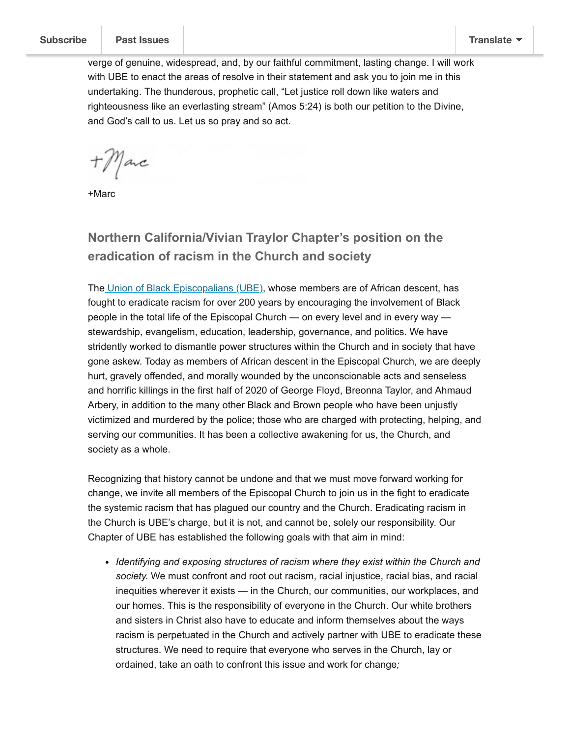verge of genuine, widespread, and, by our faithful commitment, lasting change. I will work with UBE to enact the areas of resolve in their statement and ask you to join me in this undertaking. The thunderous, prophetic call, "Let justice roll down like waters and righteousness like an everlasting stream" (Amos 5:24) is both our petition to the Divine, and God's call to us. Let us so pray and so act.

+Marc

### Northern California/Vivian Traylor Chapter's position on the eradication of racism in the Church and society

The [Union of Black Episcopalians (UBE)](), whose members are of African descent, has fought to eradicate racism for over 200 years by encouraging the involvement of Black people in the total life of the Episcopal Church — on every level and in every way — stewardship, evangelism, education, leadership, governance, and politics. We have stridently worked to dismantle power structures within the Church and in society that have gone askew. Today as members of African descent in the Episcopal Church, we are deeply hurt, gravely offended, and morally wounded by the unconscionable acts and senseless and horrific killings in the first half of 2020 of George Floyd, Breonna Taylor, and Ahmaud Arbery, in addition to the many other Black and Brown people who have been unjustly victimized and murdered by the police; those who are charged with protecting, helping, and serving our communities. It has been a collective awakening for us, the Church, and society as a whole.

Recognizing that history cannot be undone and that we must move forward working for change, we invite all members of the Episcopal Church to join us in the fight to eradicate the systemic racism that has plagued our country and the Church. Eradicating racism in the Church is UBE's charge, but it is not, and cannot be, solely our responsibility. Our Chapter of UBE has established the following goals with that aim in mind:

- *Identifying and exposing structures of racism where they exist within the Church and society.* We must confront and root out racism, racial injustice, racial bias, and racial inequities wherever it exists — in the Church, our communities, our workplaces, and our homes. This is the responsibility of everyone in the Church. Our white brothers and sisters in Christ also have to educate and inform themselves about the ways racism is perpetuated in the Church and actively partner with UBE to eradicate these structures. We need to require that everyone who serves in the Church, lay or ordained, take an oath to confront this issue and work for change*;*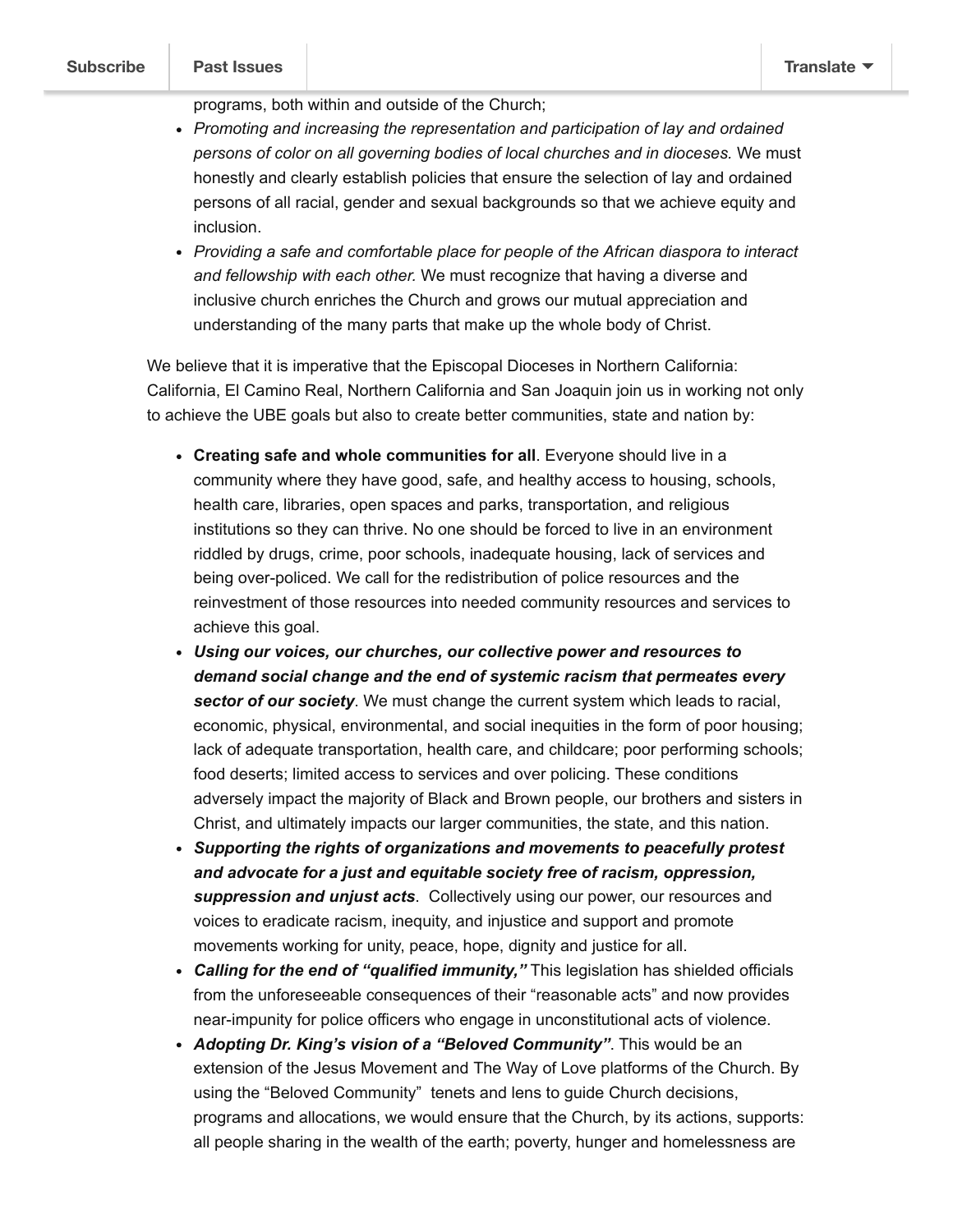programs, both within and outside of the Church;

- *Promoting and increasing the representation and participation of lay and ordained persons of color on all governing bodies of local churches and in dioceses.* We must honestly and clearly establish policies that ensure the selection of lay and ordained persons of all racial, gender and sexual backgrounds so that we achieve equity and inclusion.
- *Providing a safe and comfortable place for people of the African diaspora to interact and fellowship with each other.* We must recognize that having a diverse and inclusive church enriches the Church and grows our mutual appreciation and understanding of the many parts that make up the whole body of Christ.

We believe that it is imperative that the Episcopal Dioceses in Northern California: California, El Camino Real, Northern California and San Joaquin join us in working not only to achieve the UBE goals but also to create better communities, state and nation by:

- **Creating safe and whole communities for all**. Everyone should live in a community where they have good, safe, and healthy access to housing, schools, health care, libraries, open spaces and parks, transportation, and religious institutions so they can thrive. No one should be forced to live in an environment riddled by drugs, crime, poor schools, inadequate housing, lack of services and being over-policed. We call for the redistribution of police resources and the reinvestment of those resources into needed community resources and services to achieve this goal.
- ***Using our voices, our churches, our collective power and resources to demand social change and the end of systemic racism that permeates every sector of our society***. We must change the current system which leads to racial, economic, physical, environmental, and social inequities in the form of poor housing; lack of adequate transportation, health care, and childcare; poor performing schools; food deserts; limited access to services and over policing. These conditions adversely impact the majority of Black and Brown people, our brothers and sisters in Christ, and ultimately impacts our larger communities, the state, and this nation.
- ***Supporting the rights of organizations and movements to peacefully protest and advocate for a just and equitable society free of racism, oppression, suppression and unjust acts***. Collectively using our power, our resources and voices to eradicate racism, inequity, and injustice and support and promote movements working for unity, peace, hope, dignity and justice for all.
- ***Calling for the end of "qualified immunity,"*** This legislation has shielded officials from the unforeseeable consequences of their "reasonable acts" and now provides near-impunity for police officers who engage in unconstitutional acts of violence.
- ***Adopting Dr. King's vision of a "Beloved Community"***. This would be an extension of the Jesus Movement and The Way of Love platforms of the Church. By using the "Beloved Community" tenets and lens to guide Church decisions, programs and allocations, we would ensure that the Church, by its actions, supports: all people sharing in the wealth of the earth; poverty, hunger and homelessness are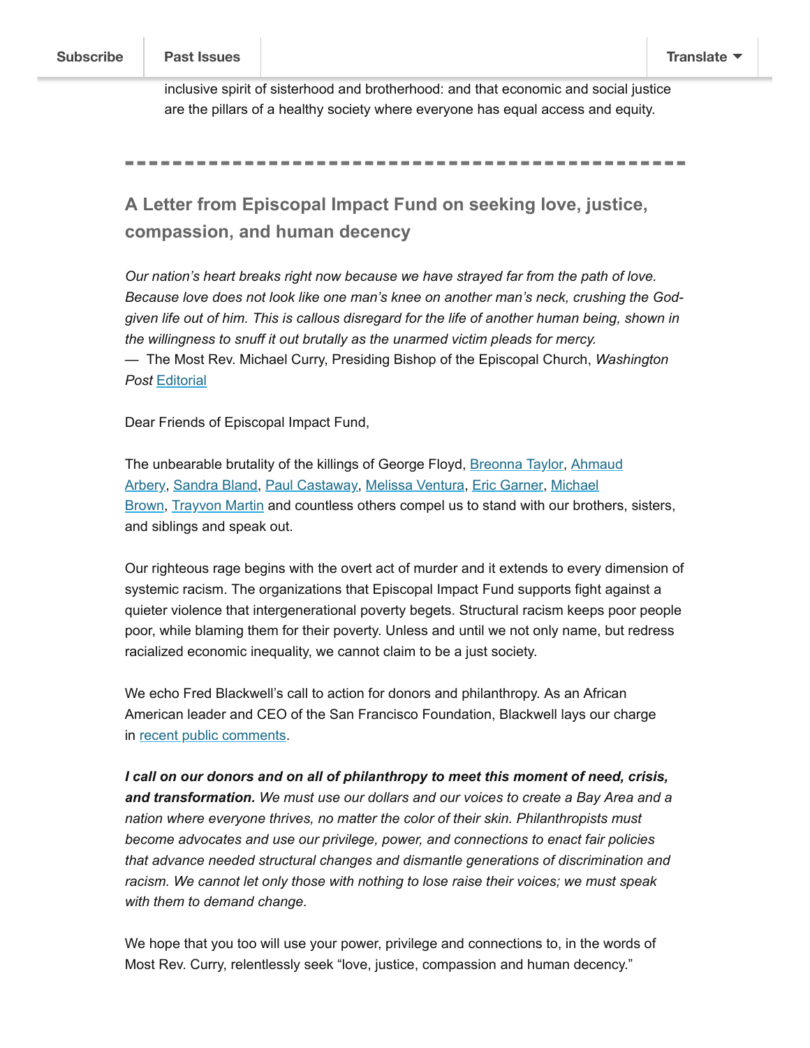inclusive spirit of sisterhood and brotherhood: and that economic and social justice are the pillars of a healthy society where everyone has equal access and equity.

---

## A Letter from Episcopal Impact Fund on seeking love, justice, compassion, and human decency

*Our nation's heart breaks right now because we have strayed far from the path of love. Because love does not look like one man's knee on another man's neck, crushing the God-given life out of him. This is callous disregard for the life of another human being, shown in the willingness to snuff it out brutally as the unarmed victim pleads for mercy.*
— The Most Rev. Michael Curry, Presiding Bishop of the Episcopal Church, *Washington Post* Editorial

Dear Friends of Episcopal Impact Fund,

The unbearable brutality of the killings of George Floyd, Breonna Taylor, Ahmaud Arbery, Sandra Bland, Paul Castaway, Melissa Ventura, Eric Garner, Michael Brown, Trayvon Martin and countless others compel us to stand with our brothers, sisters, and siblings and speak out.

Our righteous rage begins with the overt act of murder and it extends to every dimension of systemic racism. The organizations that Episcopal Impact Fund supports fight against a quieter violence that intergenerational poverty begets. Structural racism keeps poor people poor, while blaming them for their poverty. Unless and until we not only name, but redress racialized economic inequality, we cannot claim to be a just society.

We echo Fred Blackwell's call to action for donors and philanthropy. As an African American leader and CEO of the San Francisco Foundation, Blackwell lays our charge in recent public comments.

***I call on our donors and on all of philanthropy to meet this moment of need, crisis, and transformation.*** *We must use our dollars and our voices to create a Bay Area and a nation where everyone thrives, no matter the color of their skin. Philanthropists must become advocates and use our privilege, power, and connections to enact fair policies that advance needed structural changes and dismantle generations of discrimination and racism. We cannot let only those with nothing to lose raise their voices; we must speak with them to demand change.*

We hope that you too will use your power, privilege and connections to, in the words of Most Rev. Curry, relentlessly seek "love, justice, compassion and human decency."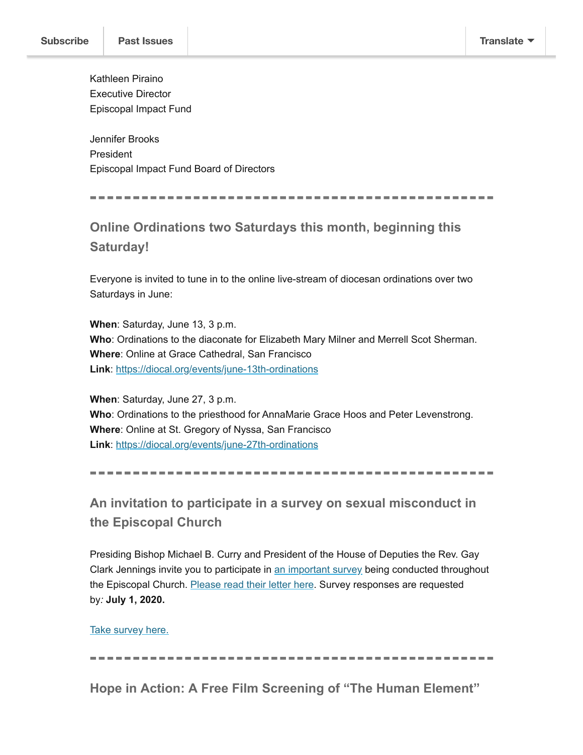Subscribe | Past Issues | Translate

Kathleen Piraino
Executive Director
Episcopal Impact Fund

Jennifer Brooks
President
Episcopal Impact Fund Board of Directors

---

## Online Ordinations two Saturdays this month, beginning this Saturday!

Everyone is invited to tune in to the online live-stream of diocesan ordinations over two Saturdays in June:

**When**: Saturday, June 13, 3 p.m.
**Who**: Ordinations to the diaconate for Elizabeth Mary Milner and Merrell Scot Sherman.
**Where**: Online at Grace Cathedral, San Francisco
**Link**: https://diocal.org/events/june-13th-ordinations

**When**: Saturday, June 27, 3 p.m.
**Who**: Ordinations to the priesthood for AnnaMarie Grace Hoos and Peter Levenstrong.
**Where**: Online at St. Gregory of Nyssa, San Francisco
**Link**: https://diocal.org/events/june-27th-ordinations

---

## An invitation to participate in a survey on sexual misconduct in the Episcopal Church

Presiding Bishop Michael B. Curry and President of the House of Deputies the Rev. Gay Clark Jennings invite you to participate in an important survey being conducted throughout the Episcopal Church. Please read their letter here. Survey responses are requested by*:* **July 1, 2020.**

Take survey here.

---

## Hope in Action: A Free Film Screening of "The Human Element"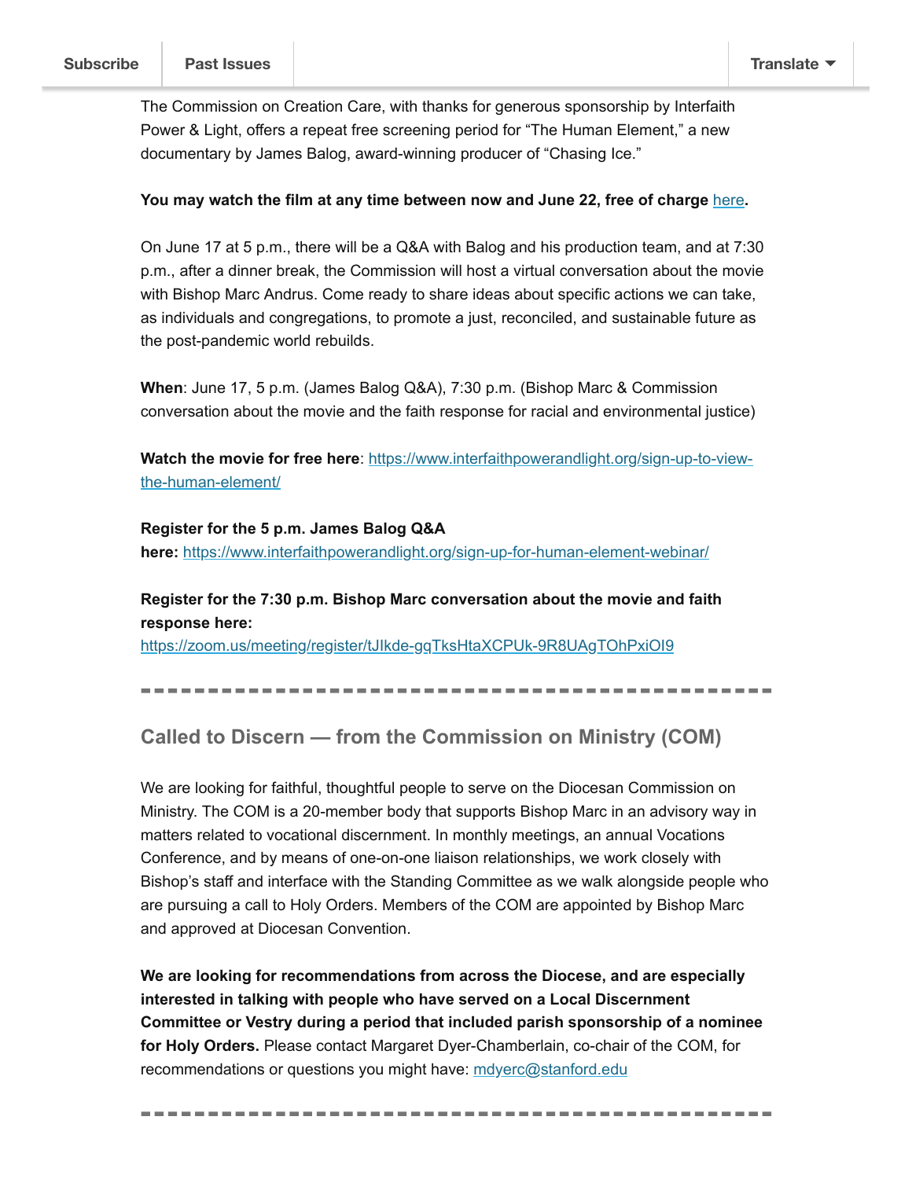The Commission on Creation Care, with thanks for generous sponsorship by Interfaith Power & Light, offers a repeat free screening period for "The Human Element," a new documentary by James Balog, award-winning producer of "Chasing Ice."

**You may watch the film at any time between now and June 22, free of charge here.**

On June 17 at 5 p.m., there will be a Q&A with Balog and his production team, and at 7:30 p.m., after a dinner break, the Commission will host a virtual conversation about the movie with Bishop Marc Andrus. Come ready to share ideas about specific actions we can take, as individuals and congregations, to promote a just, reconciled, and sustainable future as the post-pandemic world rebuilds.

**When**: June 17, 5 p.m. (James Balog Q&A), 7:30 p.m. (Bishop Marc & Commission conversation about the movie and the faith response for racial and environmental justice)

**Watch the movie for free here**: https://www.interfaithpowerandlight.org/sign-up-to-view-the-human-element/

**Register for the 5 p.m. James Balog Q&A here:** https://www.interfaithpowerandlight.org/sign-up-for-human-element-webinar/

**Register for the 7:30 p.m. Bishop Marc conversation about the movie and faith response here:**
https://zoom.us/meeting/register/tJIkde-gqTksHtaXCPUk-9R8UAgTOhPxiOI9

---

## Called to Discern — from the Commission on Ministry (COM)

We are looking for faithful, thoughtful people to serve on the Diocesan Commission on Ministry. The COM is a 20-member body that supports Bishop Marc in an advisory way in matters related to vocational discernment. In monthly meetings, an annual Vocations Conference, and by means of one-on-one liaison relationships, we work closely with Bishop's staff and interface with the Standing Committee as we walk alongside people who are pursuing a call to Holy Orders. Members of the COM are appointed by Bishop Marc and approved at Diocesan Convention.

**We are looking for recommendations from across the Diocese, and are especially interested in talking with people who have served on a Local Discernment Committee or Vestry during a period that included parish sponsorship of a nominee for Holy Orders.** Please contact Margaret Dyer-Chamberlain, co-chair of the COM, for recommendations or questions you might have: mdyerc@stanford.edu

---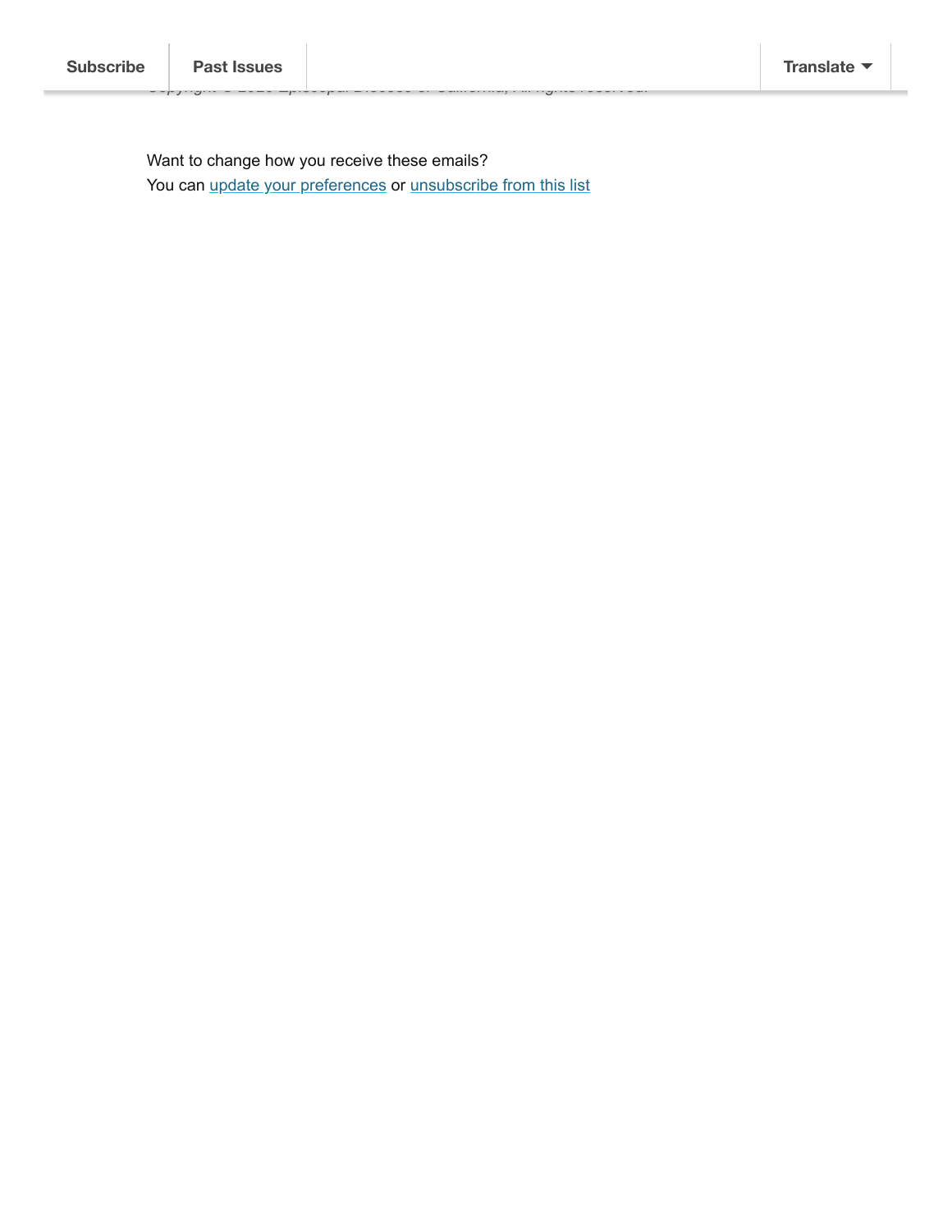Want to change how you receive these emails?
You can update your preferences or unsubscribe from this list